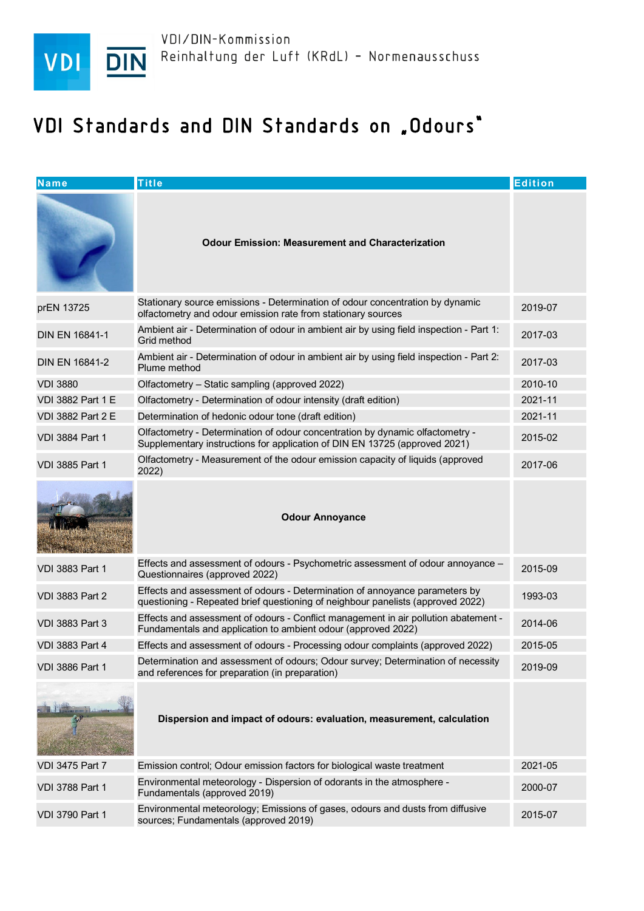VDI/DIN-Kommission
Reinhaltung der Luft (KRdL) - Normenausschuss

# VDI Standards and DIN Standards on „Odours"

| Name | Title | Edition |
|---|---|---|
| | **Odour Emission: Measurement and Characterization** | |
| prEN 13725 | Stationary source emissions - Determination of odour concentration by dynamic olfactometry and odour emission rate from stationary sources | 2019-07 |
| DIN EN 16841-1 | Ambient air - Determination of odour in ambient air by using field inspection - Part 1: Grid method | 2017-03 |
| DIN EN 16841-2 | Ambient air - Determination of odour in ambient air by using field inspection - Part 2: Plume method | 2017-03 |
| VDI 3880 | Olfactometry – Static sampling (approved 2022) | 2010-10 |
| VDI 3882 Part 1 E | Olfactometry - Determination of odour intensity (draft edition) | 2021-11 |
| VDI 3882 Part 2 E | Determination of hedonic odour tone (draft edition) | 2021-11 |
| VDI 3884 Part 1 | Olfactometry - Determination of odour concentration by dynamic olfactometry - Supplementary instructions for application of DIN EN 13725 (approved 2021) | 2015-02 |
| VDI 3885 Part 1 | Olfactometry - Measurement of the odour emission capacity of liquids (approved 2022) | 2017-06 |
| | **Odour Annoyance** | |
| VDI 3883 Part 1 | Effects and assessment of odours - Psychometric assessment of odour annoyance – Questionnaires (approved 2022) | 2015-09 |
| VDI 3883 Part 2 | Effects and assessment of odours - Determination of annoyance parameters by questioning - Repeated brief questioning of neighbour panelists (approved 2022) | 1993-03 |
| VDI 3883 Part 3 | Effects and assessment of odours - Conflict management in air pollution abatement - Fundamentals and application to ambient odour (approved 2022) | 2014-06 |
| VDI 3883 Part 4 | Effects and assessment of odours - Processing odour complaints (approved 2022) | 2015-05 |
| VDI 3886 Part 1 | Determination and assessment of odours; Odour survey; Determination of necessity and references for preparation (in preparation) | 2019-09 |
| | **Dispersion and impact of odours: evaluation, measurement, calculation** | |
| VDI 3475 Part 7 | Emission control; Odour emission factors for biological waste treatment | 2021-05 |
| VDI 3788 Part 1 | Environmental meteorology - Dispersion of odorants in the atmosphere - Fundamentals (approved 2019) | 2000-07 |
| VDI 3790 Part 1 | Environmental meteorology; Emissions of gases, odours and dusts from diffusive sources; Fundamentals (approved 2019) | 2015-07 |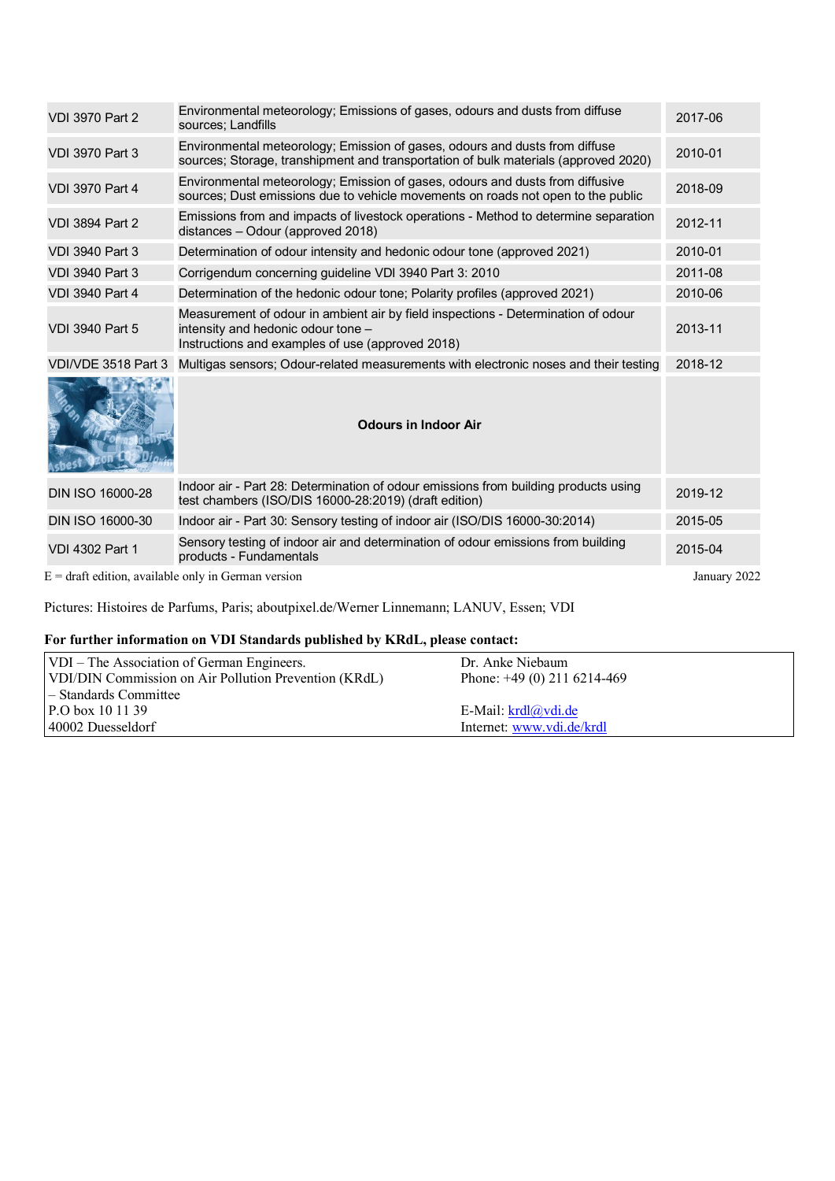| | | |
|---|---|---|
| VDI 3970 Part 2 | Environmental meteorology; Emissions of gases, odours and dusts from diffuse sources; Landfills | 2017-06 |
| VDI 3970 Part 3 | Environmental meteorology; Emission of gases, odours and dusts from diffuse sources; Storage, transhipment and transportation of bulk materials (approved 2020) | 2010-01 |
| VDI 3970 Part 4 | Environmental meteorology; Emission of gases, odours and dusts from diffusive sources; Dust emissions due to vehicle movements on roads not open to the public | 2018-09 |
| VDI 3894 Part 2 | Emissions from and impacts of livestock operations - Method to determine separation distances – Odour (approved 2018) | 2012-11 |
| VDI 3940 Part 3 | Determination of odour intensity and hedonic odour tone (approved 2021) | 2010-01 |
| VDI 3940 Part 3 | Corrigendum concerning guideline VDI 3940 Part 3: 2010 | 2011-08 |
| VDI 3940 Part 4 | Determination of the hedonic odour tone; Polarity profiles (approved 2021) | 2010-06 |
| VDI 3940 Part 5 | Measurement of odour in ambient air by field inspections - Determination of odour intensity and hedonic odour tone – Instructions and examples of use (approved 2018) | 2013-11 |
| VDI/VDE 3518 Part 3 | Multigas sensors; Odour-related measurements with electronic noses and their testing | 2018-12 |
| | **Odours in Indoor Air** | |
| DIN ISO 16000-28 | Indoor air - Part 28: Determination of odour emissions from building products using test chambers (ISO/DIS 16000-28:2019) (draft edition) | 2019-12 |
| DIN ISO 16000-30 | Indoor air - Part 30: Sensory testing of indoor air (ISO/DIS 16000-30:2014) | 2015-05 |
| VDI 4302 Part 1 | Sensory testing of indoor air and determination of odour emissions from building products - Fundamentals | 2015-04 |

E = draft edition, available only in German version

January 2022

Pictures: Histoires de Parfums, Paris; aboutpixel.de/Werner Linnemann; LANUV, Essen; VDI

**For further information on VDI Standards published by KRdL, please contact:**

| | |
|---|---|
| VDI – The Association of German Engineers.<br>VDI/DIN Commission on Air Pollution Prevention (KRdL) – Standards Committee<br>P.O box 10 11 39<br>40002 Duesseldorf | Dr. Anke Niebaum<br>Phone: +49 (0) 211 6214-469<br><br>E-Mail: krdl@vdi.de<br>Internet: www.vdi.de/krdl |